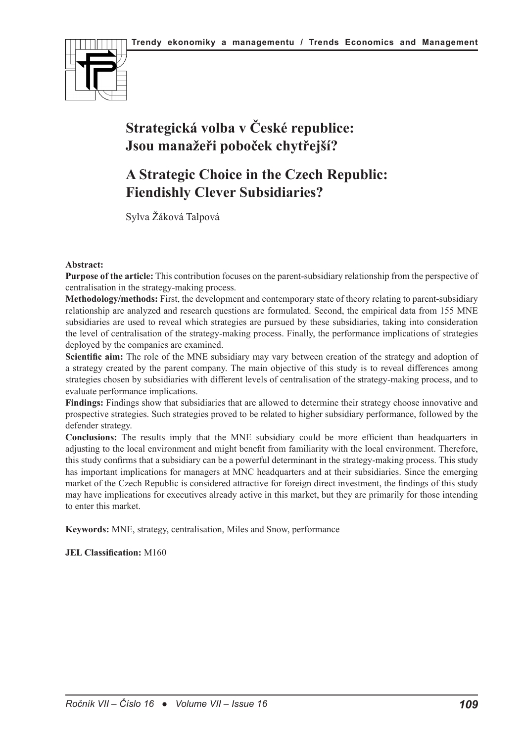# Strategická volba v České republice: Jsou manažeři poboček chytřejší?

# A Strategic Choice in the Czech Republic: Fiendishly Clever Subsidiaries?

Sylva Žáková Talpová

**Abstract:**

**Purpose of the article:** This contribution focuses on the parent-subsidiary relationship from the perspective of centralisation in the strategy-making process.

**Methodology/methods:** First, the development and contemporary state of theory relating to parent-subsidiary relationship are analyzed and research questions are formulated. Second, the empirical data from 155 MNE subsidiaries are used to reveal which strategies are pursued by these subsidiaries, taking into consideration the level of centralisation of the strategy-making process. Finally, the performance implications of strategies deployed by the companies are examined.

**Scientific aim:** The role of the MNE subsidiary may vary between creation of the strategy and adoption of a strategy created by the parent company. The main objective of this study is to reveal differences among strategies chosen by subsidiaries with different levels of centralisation of the strategy-making process, and to evaluate performance implications.

**Findings:** Findings show that subsidiaries that are allowed to determine their strategy choose innovative and prospective strategies. Such strategies proved to be related to higher subsidiary performance, followed by the defender strategy.

**Conclusions:** The results imply that the MNE subsidiary could be more efficient than headquarters in adjusting to the local environment and might benefit from familiarity with the local environment. Therefore, this study confirms that a subsidiary can be a powerful determinant in the strategy-making process. This study has important implications for managers at MNC headquarters and at their subsidiaries. Since the emerging market of the Czech Republic is considered attractive for foreign direct investment, the findings of this study may have implications for executives already active in this market, but they are primarily for those intending to enter this market.

**Keywords:** MNE, strategy, centralisation, Miles and Snow, performance

**JEL Classification:** M160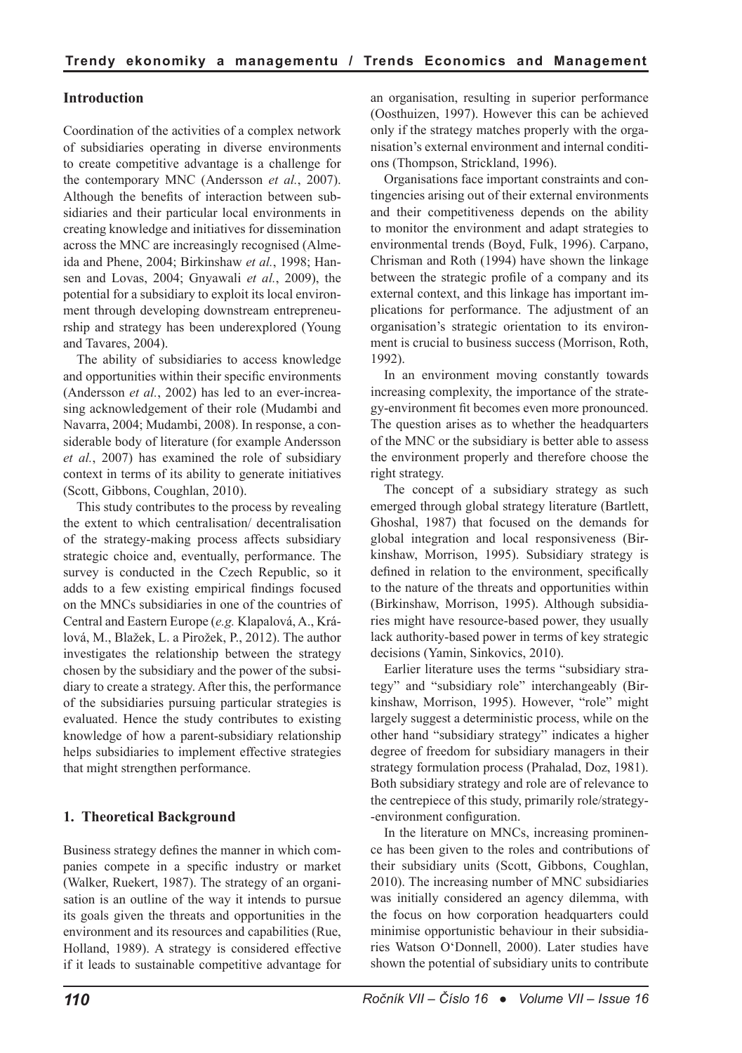## Introduction

Coordination of the activities of a complex network of subsidiaries operating in diverse environments to create competitive advantage is a challenge for the contemporary MNC (Andersson *et al.*, 2007). Although the benefits of interaction between subsidiaries and their particular local environments in creating knowledge and initiatives for dissemination across the MNC are increasingly recognised (Almeida and Phene, 2004; Birkinshaw *et al.*, 1998; Hansen and Lovas, 2004; Gnyawali *et al.*, 2009), the potential for a subsidiary to exploit its local environment through developing downstream entrepreneurship and strategy has been underexplored (Young and Tavares, 2004).

The ability of subsidiaries to access knowledge and opportunities within their specific environments (Andersson *et al.*, 2002) has led to an ever-increasing acknowledgement of their role (Mudambi and Navarra, 2004; Mudambi, 2008). In response, a considerable body of literature (for example Andersson *et al.*, 2007) has examined the role of subsidiary context in terms of its ability to generate initiatives (Scott, Gibbons, Coughlan, 2010).

This study contributes to the process by revealing the extent to which centralisation/ decentralisation of the strategy-making process affects subsidiary strategic choice and, eventually, performance. The survey is conducted in the Czech Republic, so it adds to a few existing empirical findings focused on the MNCs subsidiaries in one of the countries of Central and Eastern Europe (*e.g.* Klapalová, A., Králová, M., Blažek, L. a Pirožek, P., 2012). The author investigates the relationship between the strategy chosen by the subsidiary and the power of the subsidiary to create a strategy. After this, the performance of the subsidiaries pursuing particular strategies is evaluated. Hence the study contributes to existing knowledge of how a parent-subsidiary relationship helps subsidiaries to implement effective strategies that might strengthen performance.

## 1. Theoretical Background

Business strategy defines the manner in which companies compete in a specific industry or market (Walker, Ruekert, 1987). The strategy of an organisation is an outline of the way it intends to pursue its goals given the threats and opportunities in the environment and its resources and capabilities (Rue, Holland, 1989). A strategy is considered effective if it leads to sustainable competitive advantage for an organisation, resulting in superior performance (Oosthuizen, 1997). However this can be achieved only if the strategy matches properly with the organisation's external environment and internal conditions (Thompson, Strickland, 1996).

Organisations face important constraints and contingencies arising out of their external environments and their competitiveness depends on the ability to monitor the environment and adapt strategies to environmental trends (Boyd, Fulk, 1996). Carpano, Chrisman and Roth (1994) have shown the linkage between the strategic profile of a company and its external context, and this linkage has important implications for performance. The adjustment of an organisation's strategic orientation to its environment is crucial to business success (Morrison, Roth, 1992).

In an environment moving constantly towards increasing complexity, the importance of the strategy-environment fit becomes even more pronounced. The question arises as to whether the headquarters of the MNC or the subsidiary is better able to assess the environment properly and therefore choose the right strategy.

The concept of a subsidiary strategy as such emerged through global strategy literature (Bartlett, Ghoshal, 1987) that focused on the demands for global integration and local responsiveness (Birkinshaw, Morrison, 1995). Subsidiary strategy is defined in relation to the environment, specifically to the nature of the threats and opportunities within (Birkinshaw, Morrison, 1995). Although subsidiaries might have resource-based power, they usually lack authority-based power in terms of key strategic decisions (Yamin, Sinkovics, 2010).

Earlier literature uses the terms "subsidiary strategy" and "subsidiary role" interchangeably (Birkinshaw, Morrison, 1995). However, "role" might largely suggest a deterministic process, while on the other hand "subsidiary strategy" indicates a higher degree of freedom for subsidiary managers in their strategy formulation process (Prahalad, Doz, 1981). Both subsidiary strategy and role are of relevance to the centrepiece of this study, primarily role/strategy-environment configuration.

In the literature on MNCs, increasing prominence has been given to the roles and contributions of their subsidiary units (Scott, Gibbons, Coughlan, 2010). The increasing number of MNC subsidiaries was initially considered an agency dilemma, with the focus on how corporation headquarters could minimise opportunistic behaviour in their subsidiaries Watson O'Donnell, 2000). Later studies have shown the potential of subsidiary units to contribute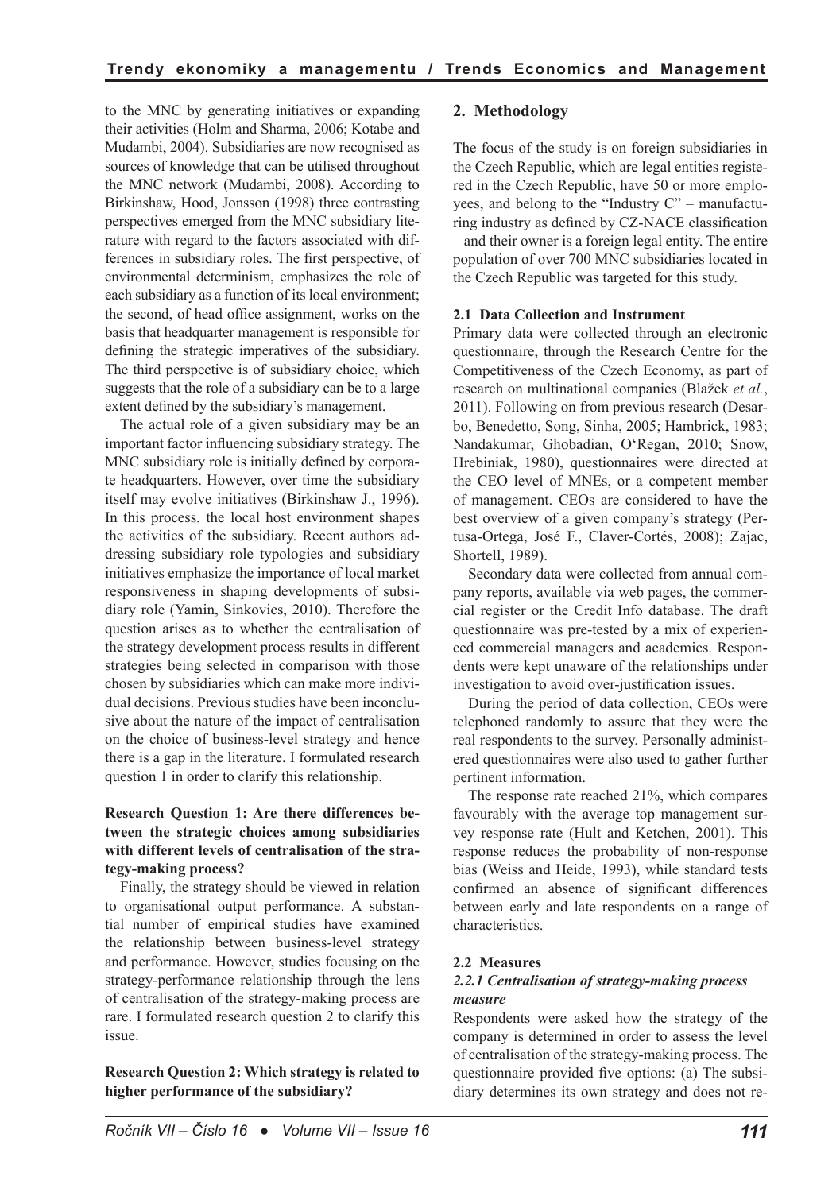to the MNC by generating initiatives or expanding their activities (Holm and Sharma, 2006; Kotabe and Mudambi, 2004). Subsidiaries are now recognised as sources of knowledge that can be utilised throughout the MNC network (Mudambi, 2008). According to Birkinshaw, Hood, Jonsson (1998) three contrasting perspectives emerged from the MNC subsidiary literature with regard to the factors associated with differences in subsidiary roles. The first perspective, of environmental determinism, emphasizes the role of each subsidiary as a function of its local environment; the second, of head office assignment, works on the basis that headquarter management is responsible for defining the strategic imperatives of the subsidiary. The third perspective is of subsidiary choice, which suggests that the role of a subsidiary can be to a large extent defined by the subsidiary's management.

The actual role of a given subsidiary may be an important factor influencing subsidiary strategy. The MNC subsidiary role is initially defined by corporate headquarters. However, over time the subsidiary itself may evolve initiatives (Birkinshaw J., 1996). In this process, the local host environment shapes the activities of the subsidiary. Recent authors addressing subsidiary role typologies and subsidiary initiatives emphasize the importance of local market responsiveness in shaping developments of subsidiary role (Yamin, Sinkovics, 2010). Therefore the question arises as to whether the centralisation of the strategy development process results in different strategies being selected in comparison with those chosen by subsidiaries which can make more individual decisions. Previous studies have been inconclusive about the nature of the impact of centralisation on the choice of business-level strategy and hence there is a gap in the literature. I formulated research question 1 in order to clarify this relationship.

**Research Question 1: Are there differences between the strategic choices among subsidiaries with different levels of centralisation of the strategy-making process?**

Finally, the strategy should be viewed in relation to organisational output performance. A substantial number of empirical studies have examined the relationship between business-level strategy and performance. However, studies focusing on the strategy-performance relationship through the lens of centralisation of the strategy-making process are rare. I formulated research question 2 to clarify this issue.

**Research Question 2: Which strategy is related to higher performance of the subsidiary?**

## 2. Methodology

The focus of the study is on foreign subsidiaries in the Czech Republic, which are legal entities registered in the Czech Republic, have 50 or more employees, and belong to the "Industry C" – manufacturing industry as defined by CZ-NACE classification – and their owner is a foreign legal entity. The entire population of over 700 MNC subsidiaries located in the Czech Republic was targeted for this study.

### 2.1 Data Collection and Instrument

Primary data were collected through an electronic questionnaire, through the Research Centre for the Competitiveness of the Czech Economy, as part of research on multinational companies (Blažek *et al.*, 2011). Following on from previous research (Desarbo, Benedetto, Song, Sinha, 2005; Hambrick, 1983; Nandakumar, Ghobadian, O'Regan, 2010; Snow, Hrebiniak, 1980), questionnaires were directed at the CEO level of MNEs, or a competent member of management. CEOs are considered to have the best overview of a given company's strategy (Pertusa-Ortega, José F., Claver-Cortés, 2008); Zajac, Shortell, 1989).

Secondary data were collected from annual company reports, available via web pages, the commercial register or the Credit Info database. The draft questionnaire was pre-tested by a mix of experienced commercial managers and academics. Respondents were kept unaware of the relationships under investigation to avoid over-justification issues.

During the period of data collection, CEOs were telephoned randomly to assure that they were the real respondents to the survey. Personally administered questionnaires were also used to gather further pertinent information.

The response rate reached 21%, which compares favourably with the average top management survey response rate (Hult and Ketchen, 2001). This response reduces the probability of non-response bias (Weiss and Heide, 1993), while standard tests confirmed an absence of significant differences between early and late respondents on a range of characteristics.

### 2.2 Measures

#### *2.2.1 Centralisation of strategy-making process measure*

Respondents were asked how the strategy of the company is determined in order to assess the level of centralisation of the strategy-making process. The questionnaire provided five options: (a) The subsidiary determines its own strategy and does not re-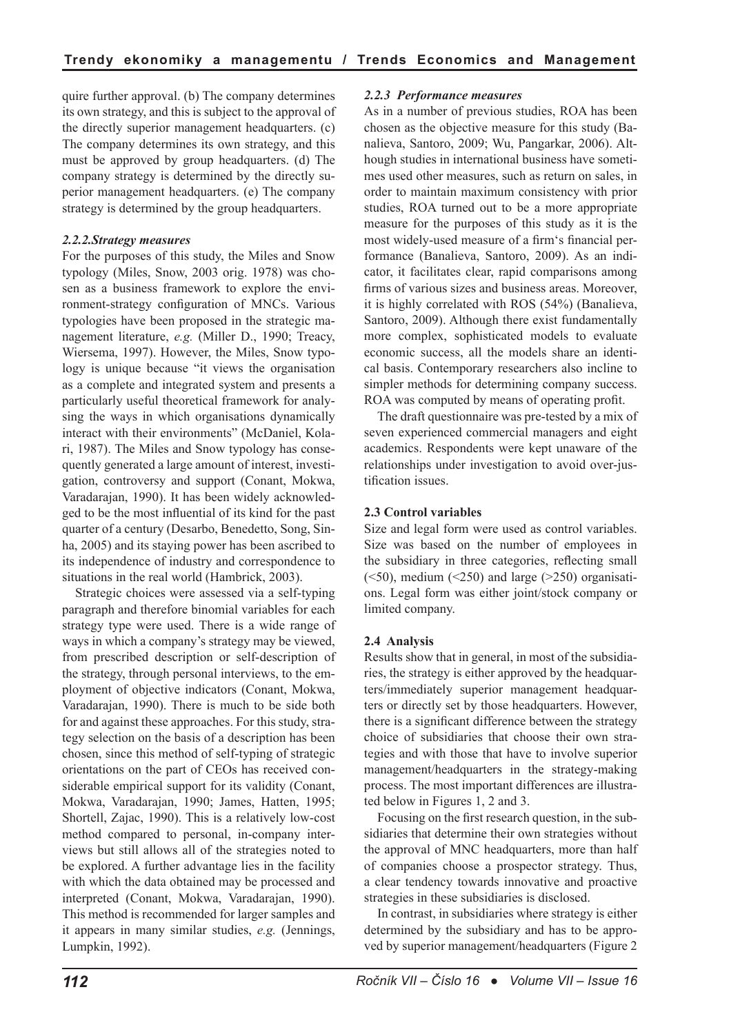quire further approval. (b) The company determines its own strategy, and this is subject to the approval of the directly superior management headquarters. (c) The company determines its own strategy, and this must be approved by group headquarters. (d) The company strategy is determined by the directly superior management headquarters. (e) The company strategy is determined by the group headquarters.

### *2.2.2.Strategy measures*

For the purposes of this study, the Miles and Snow typology (Miles, Snow, 2003 orig. 1978) was chosen as a business framework to explore the environment-strategy configuration of MNCs. Various typologies have been proposed in the strategic management literature, *e.g.* (Miller D., 1990; Treacy, Wiersema, 1997). However, the Miles, Snow typology is unique because "it views the organisation as a complete and integrated system and presents a particularly useful theoretical framework for analysing the ways in which organisations dynamically interact with their environments" (McDaniel, Kolari, 1987). The Miles and Snow typology has consequently generated a large amount of interest, investigation, controversy and support (Conant, Mokwa, Varadarajan, 1990). It has been widely acknowledged to be the most influential of its kind for the past quarter of a century (Desarbo, Benedetto, Song, Sinha, 2005) and its staying power has been ascribed to its independence of industry and correspondence to situations in the real world (Hambrick, 2003).

Strategic choices were assessed via a self-typing paragraph and therefore binomial variables for each strategy type were used. There is a wide range of ways in which a company's strategy may be viewed, from prescribed description or self-description of the strategy, through personal interviews, to the employment of objective indicators (Conant, Mokwa, Varadarajan, 1990). There is much to be side both for and against these approaches. For this study, strategy selection on the basis of a description has been chosen, since this method of self-typing of strategic orientations on the part of CEOs has received considerable empirical support for its validity (Conant, Mokwa, Varadarajan, 1990; James, Hatten, 1995; Shortell, Zajac, 1990). This is a relatively low-cost method compared to personal, in-company interviews but still allows all of the strategies noted to be explored. A further advantage lies in the facility with which the data obtained may be processed and interpreted (Conant, Mokwa, Varadarajan, 1990). This method is recommended for larger samples and it appears in many similar studies, *e.g.* (Jennings, Lumpkin, 1992).

### *2.2.3 Performance measures*

As in a number of previous studies, ROA has been chosen as the objective measure for this study (Banalieva, Santoro, 2009; Wu, Pangarkar, 2006). Although studies in international business have sometimes used other measures, such as return on sales, in order to maintain maximum consistency with prior studies, ROA turned out to be a more appropriate measure for the purposes of this study as it is the most widely-used measure of a firm's financial performance (Banalieva, Santoro, 2009). As an indicator, it facilitates clear, rapid comparisons among firms of various sizes and business areas. Moreover, it is highly correlated with ROS (54%) (Banalieva, Santoro, 2009). Although there exist fundamentally more complex, sophisticated models to evaluate economic success, all the models share an identical basis. Contemporary researchers also incline to simpler methods for determining company success. ROA was computed by means of operating profit.

The draft questionnaire was pre-tested by a mix of seven experienced commercial managers and eight academics. Respondents were kept unaware of the relationships under investigation to avoid over-justification issues.

## 2.3 Control variables

Size and legal form were used as control variables. Size was based on the number of employees in the subsidiary in three categories, reflecting small (<50), medium (<250) and large (>250) organisations. Legal form was either joint/stock company or limited company.

## 2.4 Analysis

Results show that in general, in most of the subsidiaries, the strategy is either approved by the headquarters/immediately superior management headquarters or directly set by those headquarters. However, there is a significant difference between the strategy choice of subsidiaries that choose their own strategies and with those that have to involve superior management/headquarters in the strategy-making process. The most important differences are illustrated below in Figures 1, 2 and 3.

Focusing on the first research question, in the subsidiaries that determine their own strategies without the approval of MNC headquarters, more than half of companies choose a prospector strategy. Thus, a clear tendency towards innovative and proactive strategies in these subsidiaries is disclosed.

In contrast, in subsidiaries where strategy is either determined by the subsidiary and has to be approved by superior management/headquarters (Figure 2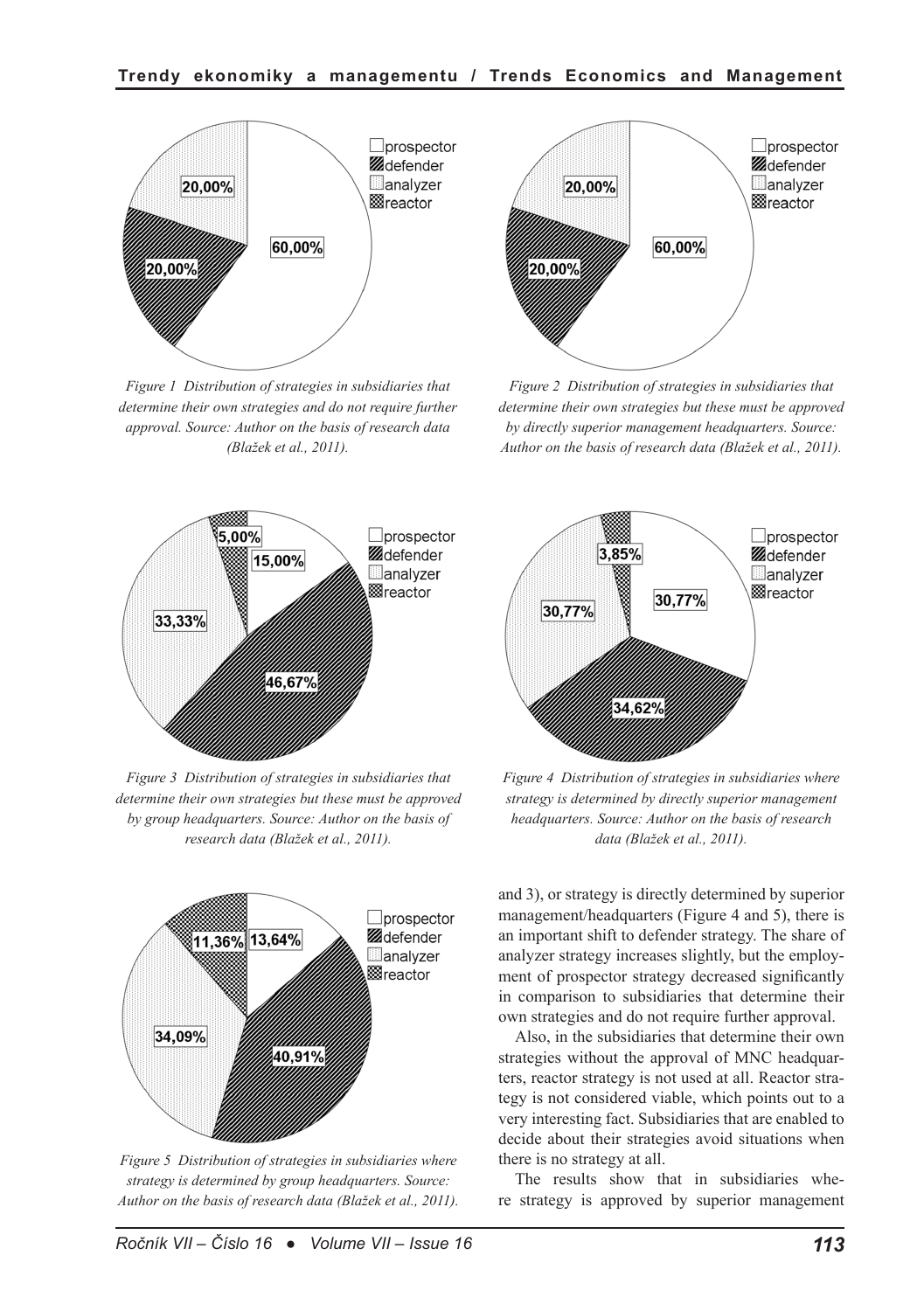□prospector
▨defender
▤analyzer
▩reactor

20,00%

20,00%

60,00%

*Figure 1 Distribution of strategies in subsidiaries that determine their own strategies and do not require further approval. Source: Author on the basis of research data (Blažek et al., 2011).*

□prospector
▨defender
▤analyzer
▩reactor

20,00%

20,00%

60,00%

*Figure 2 Distribution of strategies in subsidiaries that determine their own strategies but these must be approved by directly superior management headquarters. Source: Author on the basis of research data (Blažek et al., 2011).*

□prospector
▨defender
▤analyzer
▩reactor

5,00%

15,00%

33,33%

46,67%

*Figure 3 Distribution of strategies in subsidiaries that determine their own strategies but these must be approved by group headquarters. Source: Author on the basis of research data (Blažek et al., 2011).*

□prospector
▨defender
▤analyzer
▩reactor

3,85%

30,77%

30,77%

34,62%

*Figure 4 Distribution of strategies in subsidiaries where strategy is determined by directly superior management headquarters. Source: Author on the basis of research data (Blažek et al., 2011).*

□prospector
▨defender
▤analyzer
▩reactor

11,36%

13,64%

34,09%

40,91%

*Figure 5 Distribution of strategies in subsidiaries where strategy is determined by group headquarters. Source: Author on the basis of research data (Blažek et al., 2011).*

and 3), or strategy is directly determined by superior management/headquarters (Figure 4 and 5), there is an important shift to defender strategy. The share of analyzer strategy increases slightly, but the employment of prospector strategy decreased significantly in comparison to subsidiaries that determine their own strategies and do not require further approval.

Also, in the subsidiaries that determine their own strategies without the approval of MNC headquarters, reactor strategy is not used at all. Reactor strategy is not considered viable, which points out to a very interesting fact. Subsidiaries that are enabled to decide about their strategies avoid situations when there is no strategy at all.

The results show that in subsidiaries where strategy is approved by superior management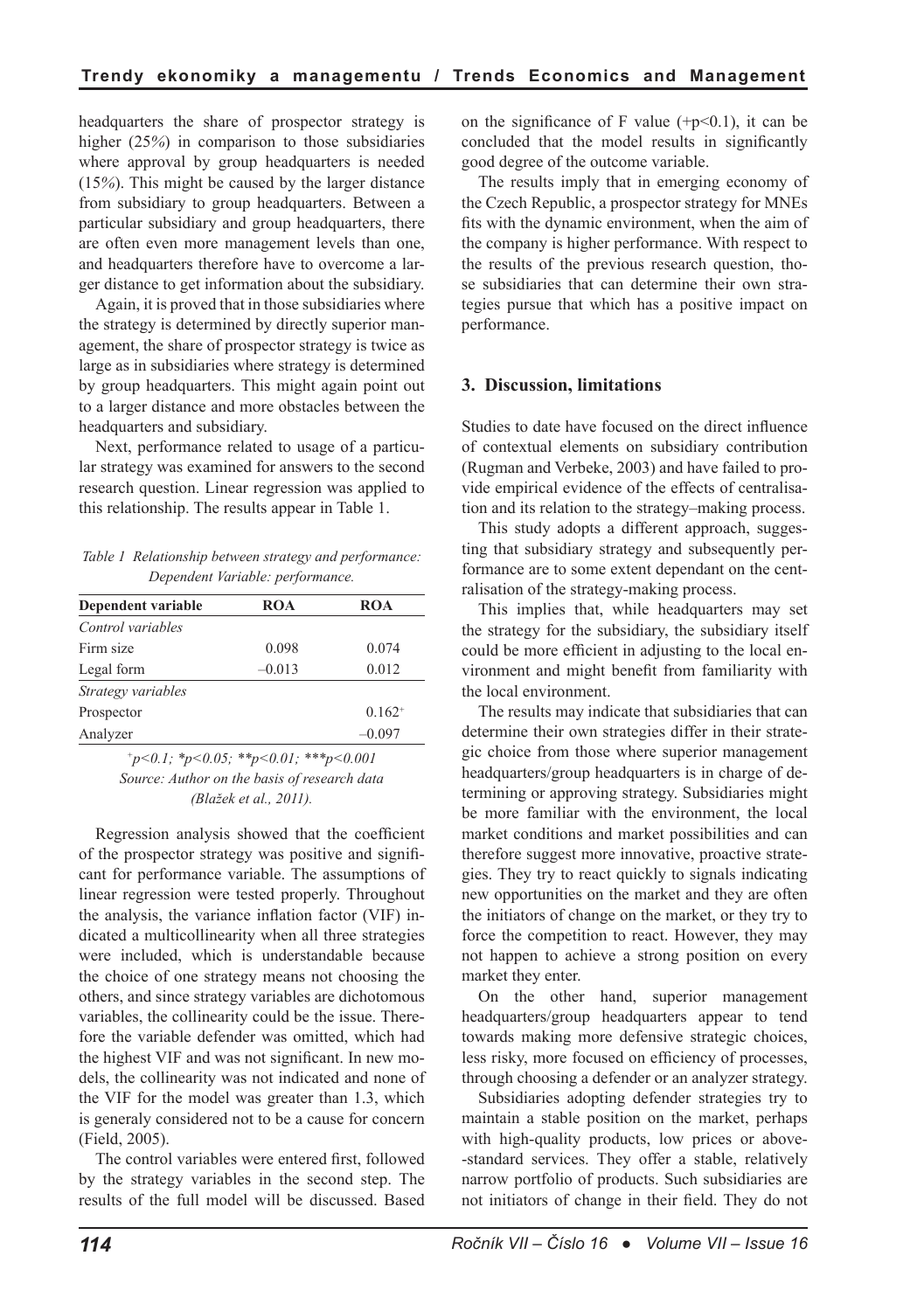headquarters the share of prospector strategy is higher (25%) in comparison to those subsidiaries where approval by group headquarters is needed (15%). This might be caused by the larger distance from subsidiary to group headquarters. Between a particular subsidiary and group headquarters, there are often even more management levels than one, and headquarters therefore have to overcome a larger distance to get information about the subsidiary.

Again, it is proved that in those subsidiaries where the strategy is determined by directly superior management, the share of prospector strategy is twice as large as in subsidiaries where strategy is determined by group headquarters. This might again point out to a larger distance and more obstacles between the headquarters and subsidiary.

Next, performance related to usage of a particular strategy was examined for answers to the second research question. Linear regression was applied to this relationship. The results appear in Table 1.

*Table 1 Relationship between strategy and performance: Dependent Variable: performance.*

| Dependent variable | ROA | ROA |
|---|---|---|
| *Control variables* | | |
| Firm size | 0.098 | 0.074 |
| Legal form | –0.013 | 0.012 |
| *Strategy variables* | | |
| Prospector | | $0.162^{+}$ |
| Analyzer | | –0.097 |

*$^{+}p<0.1$; \*$p<0.05$; \*\*$p<0.01$; \*\*\*$p<0.001$*

*Source: Author on the basis of research data (Blažek et al., 2011).*

Regression analysis showed that the coefficient of the prospector strategy was positive and significant for performance variable. The assumptions of linear regression were tested properly. Throughout the analysis, the variance inflation factor (VIF) indicated a multicollinearity when all three strategies were included, which is understandable because the choice of one strategy means not choosing the others, and since strategy variables are dichotomous variables, the collinearity could be the issue. Therefore the variable defender was omitted, which had the highest VIF and was not significant. In new models, the collinearity was not indicated and none of the VIF for the model was greater than 1.3, which is generaly considered not to be a cause for concern (Field, 2005).

The control variables were entered first, followed by the strategy variables in the second step. The results of the full model will be discussed. Based on the significance of F value ($+p<0.1$), it can be concluded that the model results in significantly good degree of the outcome variable.

The results imply that in emerging economy of the Czech Republic, a prospector strategy for MNEs fits with the dynamic environment, when the aim of the company is higher performance. With respect to the results of the previous research question, those subsidiaries that can determine their own strategies pursue that which has a positive impact on performance.

## 3. Discussion, limitations

Studies to date have focused on the direct influence of contextual elements on subsidiary contribution (Rugman and Verbeke, 2003) and have failed to provide empirical evidence of the effects of centralisation and its relation to the strategy–making process.

This study adopts a different approach, suggesting that subsidiary strategy and subsequently performance are to some extent dependant on the centralisation of the strategy-making process.

This implies that, while headquarters may set the strategy for the subsidiary, the subsidiary itself could be more efficient in adjusting to the local environment and might benefit from familiarity with the local environment.

The results may indicate that subsidiaries that can determine their own strategies differ in their strategic choice from those where superior management headquarters/group headquarters is in charge of determining or approving strategy. Subsidiaries might be more familiar with the environment, the local market conditions and market possibilities and can therefore suggest more innovative, proactive strategies. They try to react quickly to signals indicating new opportunities on the market and they are often the initiators of change on the market, or they try to force the competition to react. However, they may not happen to achieve a strong position on every market they enter.

On the other hand, superior management headquarters/group headquarters appear to tend towards making more defensive strategic choices, less risky, more focused on efficiency of processes, through choosing a defender or an analyzer strategy.

Subsidiaries adopting defender strategies try to maintain a stable position on the market, perhaps with high-quality products, low prices or above-standard services. They offer a stable, relatively narrow portfolio of products. Such subsidiaries are not initiators of change in their field. They do not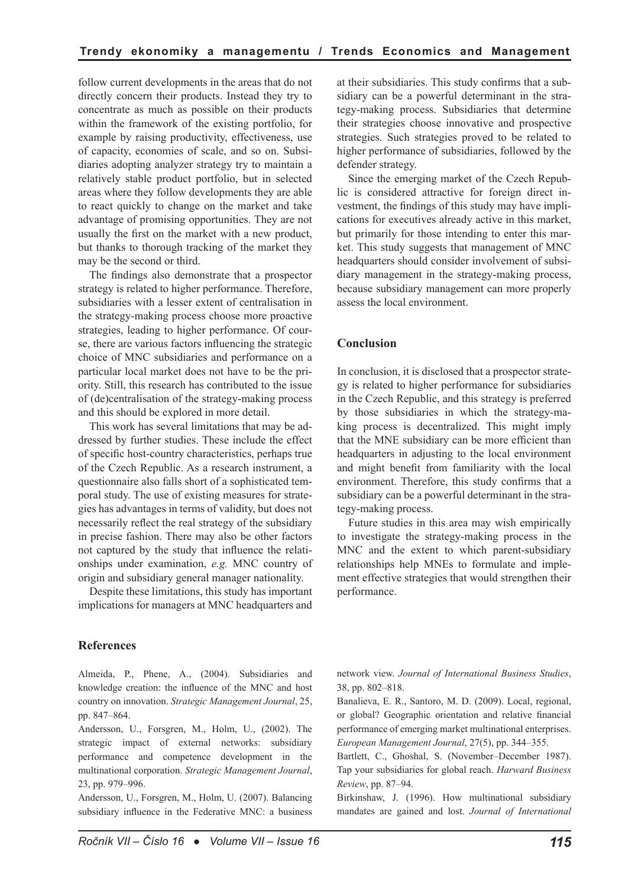follow current developments in the areas that do not directly concern their products. Instead they try to concentrate as much as possible on their products within the framework of the existing portfolio, for example by raising productivity, effectiveness, use of capacity, economies of scale, and so on. Subsidiaries adopting analyzer strategy try to maintain a relatively stable product portfolio, but in selected areas where they follow developments they are able to react quickly to change on the market and take advantage of promising opportunities. They are not usually the first on the market with a new product, but thanks to thorough tracking of the market they may be the second or third.

The findings also demonstrate that a prospector strategy is related to higher performance. Therefore, subsidiaries with a lesser extent of centralisation in the strategy-making process choose more proactive strategies, leading to higher performance. Of course, there are various factors influencing the strategic choice of MNC subsidiaries and performance on a particular local market does not have to be the priority. Still, this research has contributed to the issue of (de)centralisation of the strategy-making process and this should be explored in more detail.

This work has several limitations that may be addressed by further studies. These include the effect of specific host-country characteristics, perhaps true of the Czech Republic. As a research instrument, a questionnaire also falls short of a sophisticated temporal study. The use of existing measures for strategies has advantages in terms of validity, but does not necessarily reflect the real strategy of the subsidiary in precise fashion. There may also be other factors not captured by the study that influence the relationships under examination, *e.g.* MNC country of origin and subsidiary general manager nationality.

Despite these limitations, this study has important implications for managers at MNC headquarters and at their subsidiaries. This study confirms that a subsidiary can be a powerful determinant in the strategy-making process. Subsidiaries that determine their strategies choose innovative and prospective strategies. Such strategies proved to be related to higher performance of subsidiaries, followed by the defender strategy.

Since the emerging market of the Czech Republic is considered attractive for foreign direct investment, the findings of this study may have implications for executives already active in this market, but primarily for those intending to enter this market. This study suggests that management of MNC headquarters should consider involvement of subsidiary management in the strategy-making process, because subsidiary management can more properly assess the local environment.

## Conclusion

In conclusion, it is disclosed that a prospector strategy is related to higher performance for subsidiaries in the Czech Republic, and this strategy is preferred by those subsidiaries in which the strategy-making process is decentralized. This might imply that the MNE subsidiary can be more efficient than headquarters in adjusting to the local environment and might benefit from familiarity with the local environment. Therefore, this study confirms that a subsidiary can be a powerful determinant in the strategy-making process.

Future studies in this area may wish empirically to investigate the strategy-making process in the MNC and the extent to which parent-subsidiary relationships help MNEs to formulate and implement effective strategies that would strengthen their performance.

## References

Almeida, P., Phene, A., (2004). Subsidiaries and knowledge creation: the influence of the MNC and host country on innovation. *Strategic Management Journal*, 25, pp. 847–864.

Andersson, U., Forsgren, M., Holm, U., (2002). The strategic impact of external networks: subsidiary performance and competence development in the multinational corporation. *Strategic Management Journal*, 23, pp. 979–996.

Andersson, U., Forsgren, M., Holm, U. (2007). Balancing subsidiary influence in the Federative MNC: a business network view. *Journal of International Business Studies*, 38, pp. 802–818.

Banalieva, E. R., Santoro, M. D. (2009). Local, regional, or global? Geographic orientation and relative financial performance of emerging market multinational enterprises. *European Management Journal*, 27(5), pp. 344–355.

Bartlett, C., Ghoshal, S. (November–December 1987). Tap your subsidiaries for global reach. *Harward Business Review*, pp. 87–94.

Birkinshaw, J. (1996). How multinational subsidiary mandates are gained and lost. *Journal of International*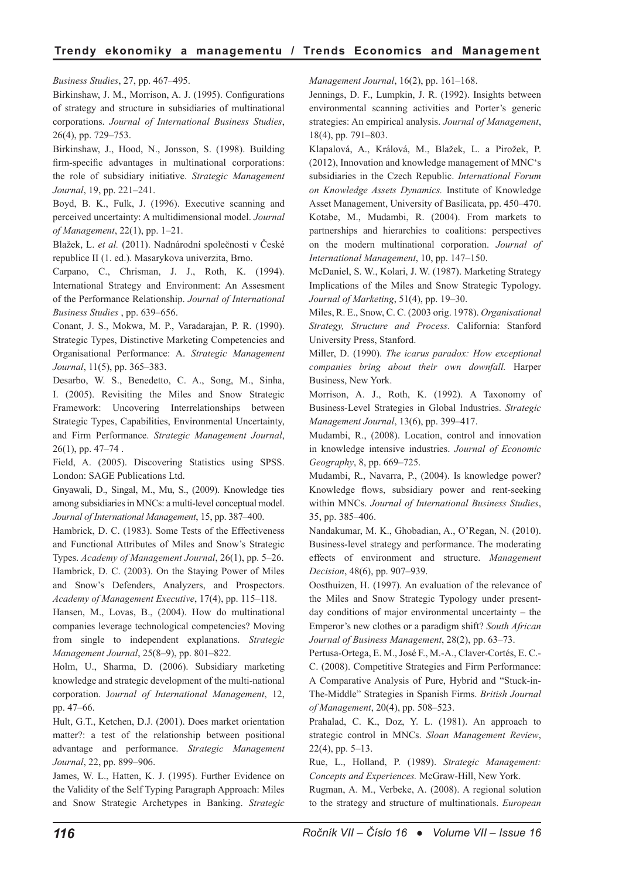*Business Studies*, 27, pp. 467–495.

Birkinshaw, J. M., Morrison, A. J. (1995). Configurations of strategy and structure in subsidiaries of multinational corporations. *Journal of International Business Studies*, 26(4), pp. 729–753.

Birkinshaw, J., Hood, N., Jonsson, S. (1998). Building firm-specific advantages in multinational corporations: the role of subsidiary initiative. *Strategic Management Journal*, 19, pp. 221–241.

Boyd, B. K., Fulk, J. (1996). Executive scanning and perceived uncertainty: A multidimensional model. *Journal of Management*, 22(1), pp. 1–21.

Blažek, L. *et al.* (2011). Nadnárodní společnosti v České republice II (1. ed.). Masarykova univerzita, Brno.

Carpano, C., Chrisman, J. J., Roth, K. (1994). International Strategy and Environment: An Assesment of the Performance Relationship. *Journal of International Business Studies* , pp. 639–656.

Conant, J. S., Mokwa, M. P., Varadarajan, P. R. (1990). Strategic Types, Distinctive Marketing Competencies and Organisational Performance: A. *Strategic Management Journal*, 11(5), pp. 365–383.

Desarbo, W. S., Benedetto, C. A., Song, M., Sinha, I. (2005). Revisiting the Miles and Snow Strategic Framework: Uncovering Interrelationships between Strategic Types, Capabilities, Environmental Uncertainty, and Firm Performance. *Strategic Management Journal*, 26(1), pp. 47–74 .

Field, A. (2005). Discovering Statistics using SPSS. London: SAGE Publications Ltd.

Gnyawali, D., Singal, M., Mu, S., (2009). Knowledge ties among subsidiaries in MNCs: a multi-level conceptual model. *Journal of International Management*, 15, pp. 387–400.

Hambrick, D. C. (1983). Some Tests of the Effectiveness and Functional Attributes of Miles and Snow's Strategic Types. *Academy of Management Journal*, 26(1), pp. 5–26.

Hambrick, D. C. (2003). On the Staying Power of Miles and Snow's Defenders, Analyzers, and Prospectors. *Academy of Management Executive*, 17(4), pp. 115–118.

Hansen, M., Lovas, B., (2004). How do multinational companies leverage technological competencies? Moving from single to independent explanations. *Strategic Management Journal*, 25(8–9), pp. 801–822.

Holm, U., Sharma, D. (2006). Subsidiary marketing knowledge and strategic development of the multi-national corporation. J*ournal of International Management*, 12, pp. 47–66.

Hult, G.T., Ketchen, D.J. (2001). Does market orientation matter?: a test of the relationship between positional advantage and performance. *Strategic Management Journal*, 22, pp. 899–906.

James, W. L., Hatten, K. J. (1995). Further Evidence on the Validity of the Self Typing Paragraph Approach: Miles and Snow Strategic Archetypes in Banking. *Strategic Management Journal*, 16(2), pp. 161–168.

Jennings, D. F., Lumpkin, J. R. (1992). Insights between environmental scanning activities and Porter's generic strategies: An empirical analysis. *Journal of Management*, 18(4), pp. 791–803.

Klapalová, A., Králová, M., Blažek, L. a Pirožek, P. (2012), Innovation and knowledge management of MNC's subsidiaries in the Czech Republic. *International Forum on Knowledge Assets Dynamics.* Institute of Knowledge Asset Management, University of Basilicata, pp. 450–470.

Kotabe, M., Mudambi, R. (2004). From markets to partnerships and hierarchies to coalitions: perspectives on the modern multinational corporation. *Journal of International Management*, 10, pp. 147–150.

McDaniel, S. W., Kolari, J. W. (1987). Marketing Strategy Implications of the Miles and Snow Strategic Typology. *Journal of Marketing*, 51(4), pp. 19–30.

Miles, R. E., Snow, C. C. (2003 orig. 1978). *Organisational Strategy, Structure and Process.* California: Stanford University Press, Stanford.

Miller, D. (1990). *The icarus paradox: How exceptional companies bring about their own downfall.* Harper Business, New York.

Morrison, A. J., Roth, K. (1992). A Taxonomy of Business-Level Strategies in Global Industries. *Strategic Management Journal*, 13(6), pp. 399–417.

Mudambi, R., (2008). Location, control and innovation in knowledge intensive industries. *Journal of Economic Geography*, 8, pp. 669–725.

Mudambi, R., Navarra, P., (2004). Is knowledge power? Knowledge flows, subsidiary power and rent-seeking within MNCs. *Journal of International Business Studies*, 35, pp. 385–406.

Nandakumar, M. K., Ghobadian, A., O'Regan, N. (2010). Business-level strategy and performance. The moderating effects of environment and structure. *Management Decision*, 48(6), pp. 907–939.

Oosthuizen, H. (1997). An evaluation of the relevance of the Miles and Snow Strategic Typology under present-day conditions of major environmental uncertainty – the Emperor's new clothes or a paradigm shift? *South African Journal of Business Management*, 28(2), pp. 63–73.

Pertusa-Ortega, E. M., José F., M.-A., Claver-Cortés, E. C.-C. (2008). Competitive Strategies and Firm Performance: A Comparative Analysis of Pure, Hybrid and "Stuck-in-The-Middle" Strategies in Spanish Firms. *British Journal of Management*, 20(4), pp. 508–523.

Prahalad, C. K., Doz, Y. L. (1981). An approach to strategic control in MNCs. *Sloan Management Review*, 22(4), pp. 5–13.

Rue, L., Holland, P. (1989). *Strategic Management: Concepts and Experiences.* McGraw-Hill, New York.

Rugman, A. M., Verbeke, A. (2008). A regional solution to the strategy and structure of multinationals. *European*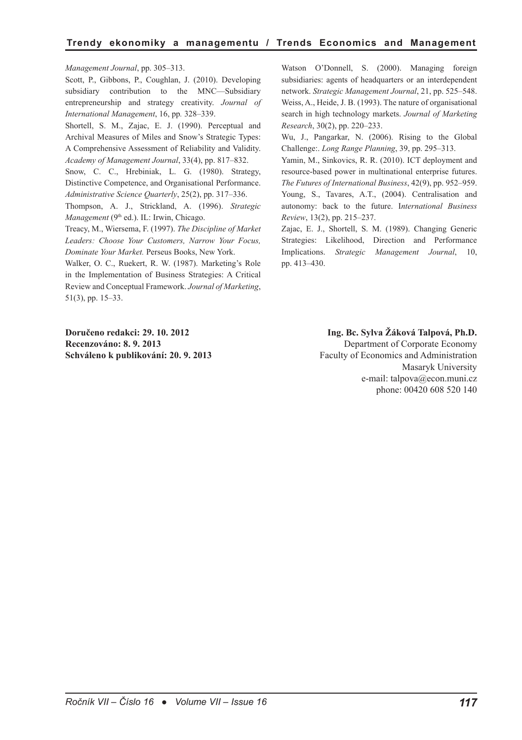*Management Journal*, pp. 305–313.

Scott, P., Gibbons, P., Coughlan, J. (2010). Developing subsidiary contribution to the MNC—Subsidiary entrepreneurship and strategy creativity. *Journal of International Management*, 16, pp. 328–339.

Shortell, S. M., Zajac, E. J. (1990). Perceptual and Archival Measures of Miles and Snow's Strategic Types: A Comprehensive Assessment of Reliability and Validity. *Academy of Management Journal*, 33(4), pp. 817–832.

Snow, C. C., Hrebiniak, L. G. (1980). Strategy, Distinctive Competence, and Organisational Performance. *Administrative Science Quarterly*, 25(2), pp. 317–336.

Thompson, A. J., Strickland, A. (1996). *Strategic Management* (9th ed.). IL: Irwin, Chicago.

Treacy, M., Wiersema, F. (1997). *The Discipline of Market Leaders: Choose Your Customers, Narrow Your Focus, Dominate Your Market.* Perseus Books, New York.

Walker, O. C., Ruekert, R. W. (1987). Marketing's Role in the Implementation of Business Strategies: A Critical Review and Conceptual Framework. *Journal of Marketing*, 51(3), pp. 15–33.

Watson O'Donnell, S. (2000). Managing foreign subsidiaries: agents of headquarters or an interdependent network. *Strategic Management Journal*, 21, pp. 525–548.

Weiss, A., Heide, J. B. (1993). The nature of organisational search in high technology markets. *Journal of Marketing Research*, 30(2), pp. 220–233.

Wu, J., Pangarkar, N. (2006). Rising to the Global Challenge:. *Long Range Planning*, 39, pp. 295–313.

Yamin, M., Sinkovics, R. R. (2010). ICT deployment and resource-based power in multinational enterprise futures. *The Futures of International Business*, 42(9), pp. 952–959.

Young, S., Tavares, A.T., (2004). Centralisation and autonomy: back to the future. I*nternational Business Review*, 13(2), pp. 215–237.

Zajac, E. J., Shortell, S. M. (1989). Changing Generic Strategies: Likelihood, Direction and Performance Implications. *Strategic Management Journal*, 10, pp. 413–430.

**Doručeno redakci: 29. 10. 2012**
**Recenzováno: 8. 9. 2013**
**Schváleno k publikování: 20. 9. 2013**

**Ing. Bc. Sylva Žáková Talpová, Ph.D.**
Department of Corporate Economy
Faculty of Economics and Administration
Masaryk University
e-mail: talpova@econ.muni.cz
phone: 00420 608 520 140